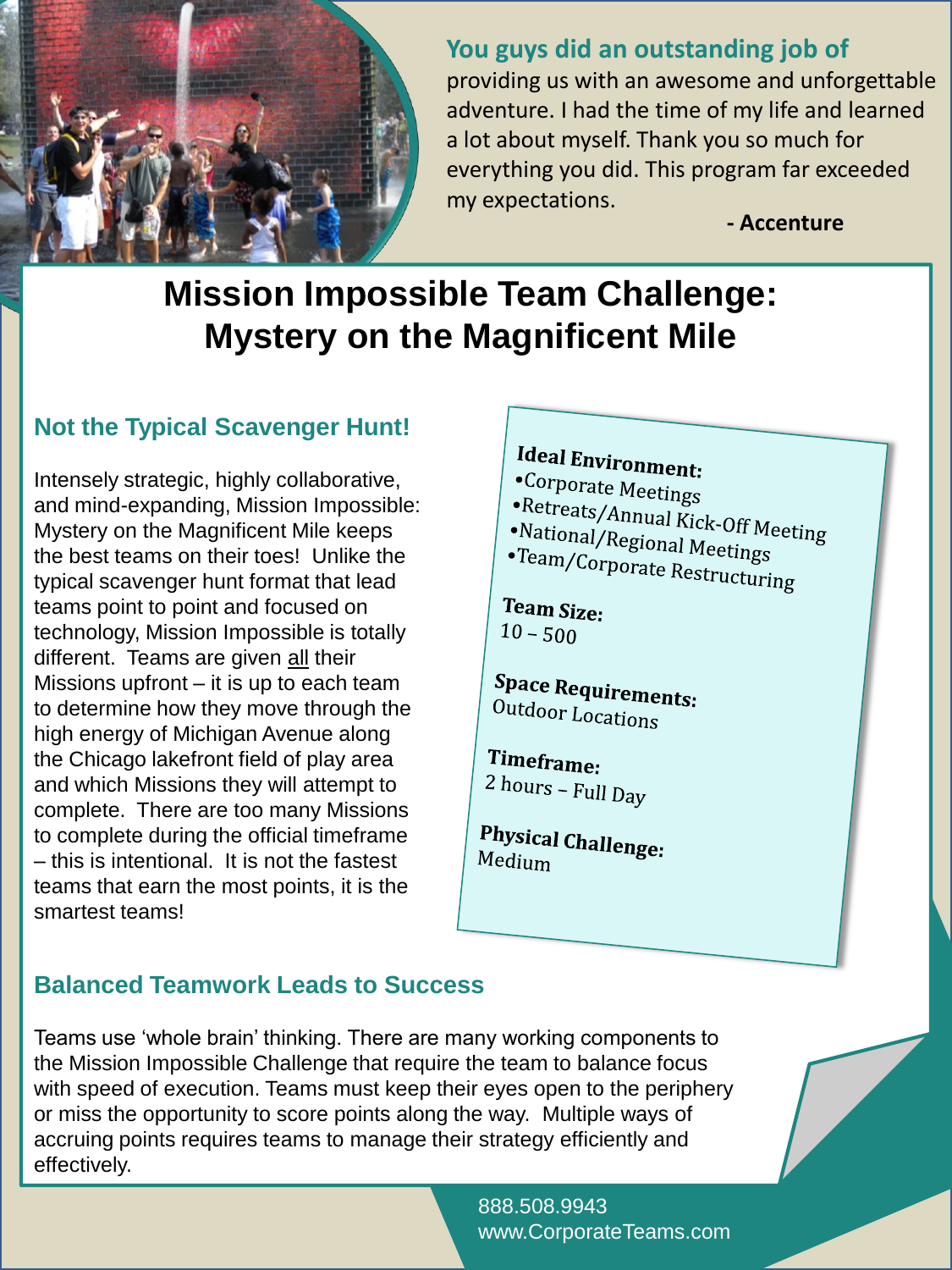**You guys did an outstanding job of** providing us with an awesome and unforgettable adventure. I had the time of my life and learned a lot about myself. Thank you so much for everything you did. This program far exceeded my expectations.

**- Accenture**

# Mission Impossible Team Challenge: Mystery on the Magnificent Mile

## Not the Typical Scavenger Hunt!

Intensely strategic, highly collaborative, and mind-expanding, Mission Impossible: Mystery on the Magnificent Mile keeps the best teams on their toes! Unlike the typical scavenger hunt format that lead teams point to point and focused on technology, Mission Impossible is totally different. Teams are given all their Missions upfront – it is up to each team to determine how they move through the high energy of Michigan Avenue along the Chicago lakefront field of play area and which Missions they will attempt to complete. There are too many Missions to complete during the official timeframe – this is intentional. It is not the fastest teams that earn the most points, it is the smartest teams!

**Ideal Environment:**
- Corporate Meetings
- Retreats/Annual Kick-Off Meeting
- National/Regional Meetings
- Team/Corporate Restructuring

**Team Size:**
10 – 500

**Space Requirements:**
Outdoor Locations

**Timeframe:**
2 hours – Full Day

**Physical Challenge:**
Medium

## Balanced Teamwork Leads to Success

Teams use 'whole brain' thinking. There are many working components to the Mission Impossible Challenge that require the team to balance focus with speed of execution. Teams must keep their eyes open to the periphery or miss the opportunity to score points along the way. Multiple ways of accruing points requires teams to manage their strategy efficiently and effectively.

888.508.9943
www.CorporateTeams.com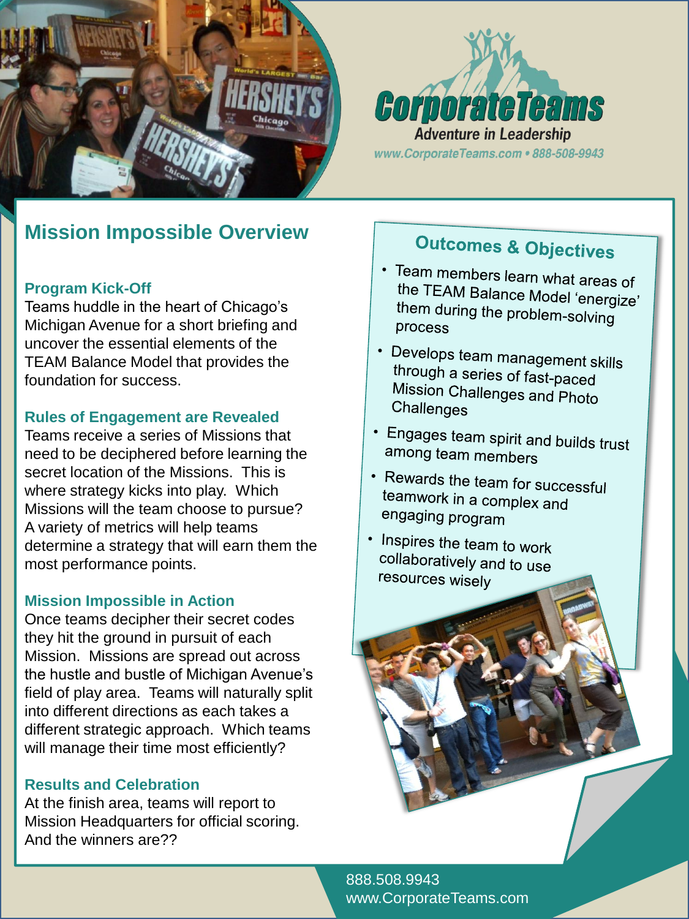# CorporateTeams

Adventure in Leadership

www.CorporateTeams.com • 888-508-9943

## Mission Impossible Overview

### Program Kick-Off

Teams huddle in the heart of Chicago's Michigan Avenue for a short briefing and uncover the essential elements of the TEAM Balance Model that provides the foundation for success.

### Rules of Engagement are Revealed

Teams receive a series of Missions that need to be deciphered before learning the secret location of the Missions. This is where strategy kicks into play. Which Missions will the team choose to pursue? A variety of metrics will help teams determine a strategy that will earn them the most performance points.

### Mission Impossible in Action

Once teams decipher their secret codes they hit the ground in pursuit of each Mission. Missions are spread out across the hustle and bustle of Michigan Avenue's field of play area. Teams will naturally split into different directions as each takes a different strategic approach. Which teams will manage their time most efficiently?

### Results and Celebration

At the finish area, teams will report to Mission Headquarters for official scoring. And the winners are??

## Outcomes & Objectives

- Team members learn what areas of the TEAM Balance Model 'energize' them during the problem-solving process
- Develops team management skills through a series of fast-paced Mission Challenges and Photo Challenges
- Engages team spirit and builds trust among team members
- Rewards the team for successful teamwork in a complex and engaging program
- Inspires the team to work collaboratively and to use resources wisely

888.508.9943
www.CorporateTeams.com